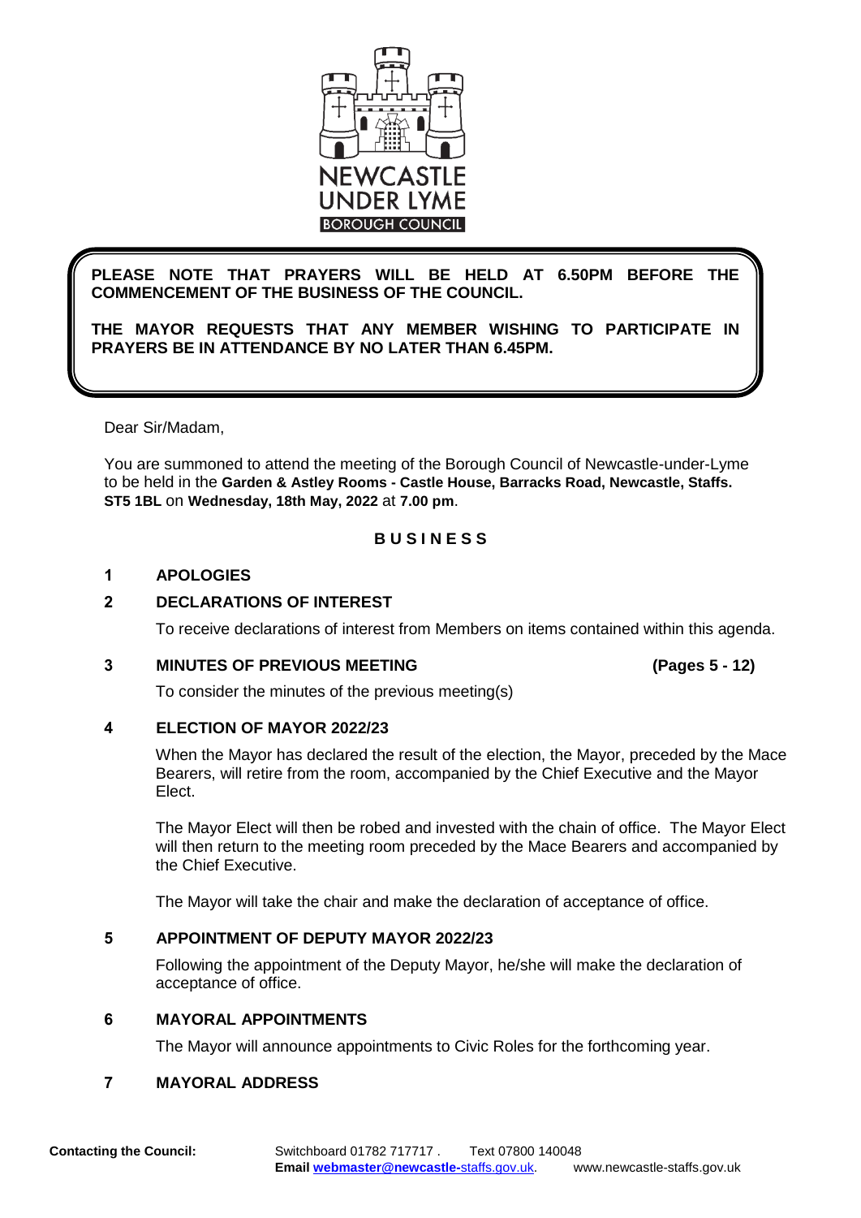NEWCASTLE UNDER LYME BOROUGH COUNCIL

**PLEASE NOTE THAT PRAYERS WILL BE HELD AT 6.50PM BEFORE THE COMMENCEMENT OF THE BUSINESS OF THE COUNCIL.**

**THE MAYOR REQUESTS THAT ANY MEMBER WISHING TO PARTICIPATE IN PRAYERS BE IN ATTENDANCE BY NO LATER THAN 6.45PM.**

Dear Sir/Madam,

You are summoned to attend the meeting of the Borough Council of Newcastle-under-Lyme to be held in the **Garden & Astley Rooms - Castle House, Barracks Road, Newcastle, Staffs. ST5 1BL** on **Wednesday, 18th May, 2022** at **7.00 pm**.

## B U S I N E S S

**1 APOLOGIES**

**2 DECLARATIONS OF INTEREST**

To receive declarations of interest from Members on items contained within this agenda.

**3 MINUTES OF PREVIOUS MEETING** **(Pages 5 - 12)**

To consider the minutes of the previous meeting(s)

**4 ELECTION OF MAYOR 2022/23**

When the Mayor has declared the result of the election, the Mayor, preceded by the Mace Bearers, will retire from the room, accompanied by the Chief Executive and the Mayor Elect.

The Mayor Elect will then be robed and invested with the chain of office. The Mayor Elect will then return to the meeting room preceded by the Mace Bearers and accompanied by the Chief Executive.

The Mayor will take the chair and make the declaration of acceptance of office.

**5 APPOINTMENT OF DEPUTY MAYOR 2022/23**

Following the appointment of the Deputy Mayor, he/she will make the declaration of acceptance of office.

**6 MAYORAL APPOINTMENTS**

The Mayor will announce appointments to Civic Roles for the forthcoming year.

**7 MAYORAL ADDRESS**

**Contacting the Council:** Switchboard 01782 717717 . Text 07800 140048
**Email** webmaster@newcastle-staffs.gov.uk. www.newcastle-staffs.gov.uk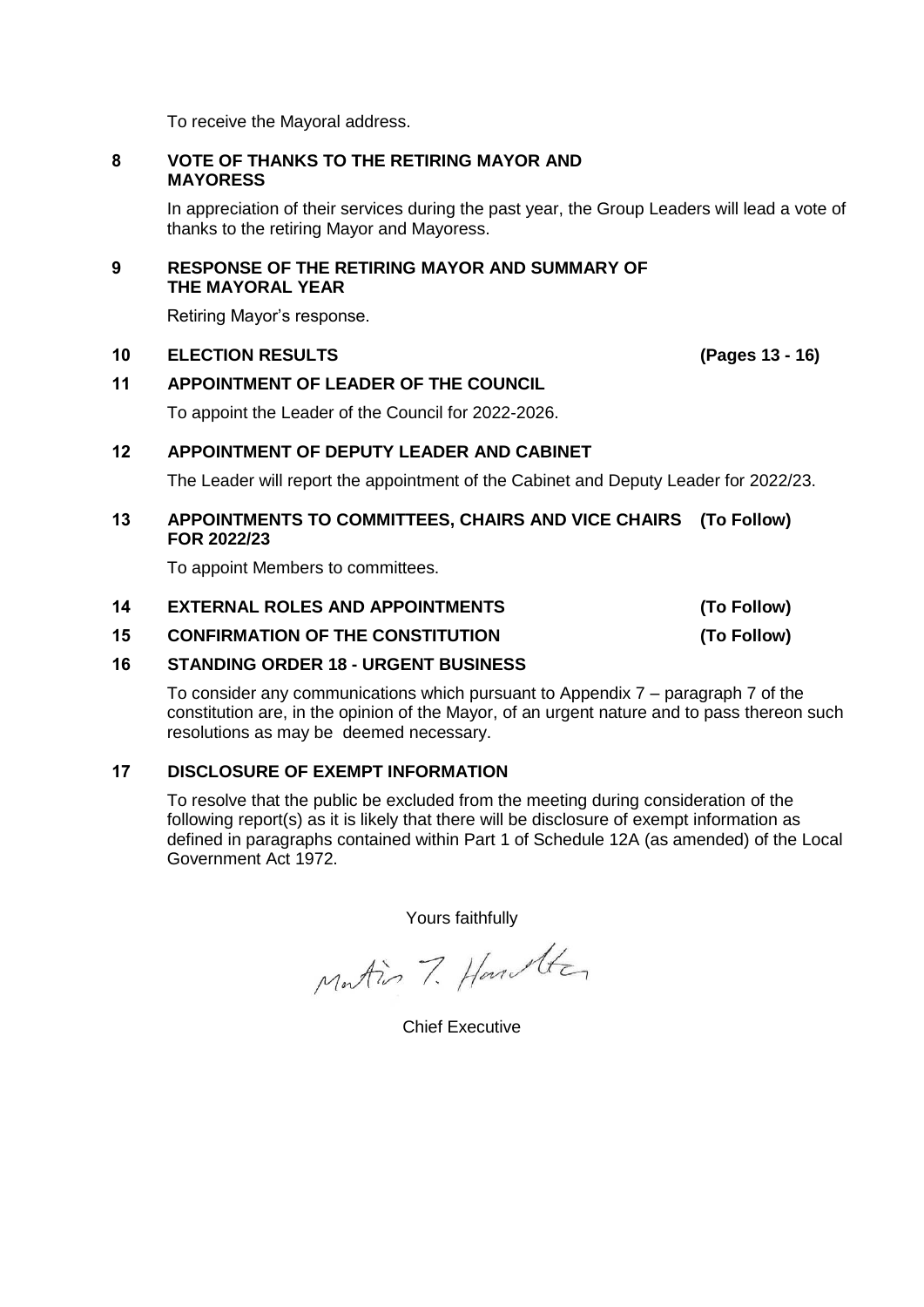To receive the Mayoral address.

**8 VOTE OF THANKS TO THE RETIRING MAYOR AND MAYORESS**

In appreciation of their services during the past year, the Group Leaders will lead a vote of thanks to the retiring Mayor and Mayoress.

**9 RESPONSE OF THE RETIRING MAYOR AND SUMMARY OF THE MAYORAL YEAR**

Retiring Mayor's response.

**10 ELECTION RESULTS (Pages 13 - 16)**

**11 APPOINTMENT OF LEADER OF THE COUNCIL**

To appoint the Leader of the Council for 2022-2026.

**12 APPOINTMENT OF DEPUTY LEADER AND CABINET**

The Leader will report the appointment of the Cabinet and Deputy Leader for 2022/23.

**13 APPOINTMENTS TO COMMITTEES, CHAIRS AND VICE CHAIRS FOR 2022/23 (To Follow)**

To appoint Members to committees.

**14 EXTERNAL ROLES AND APPOINTMENTS (To Follow)**

**15 CONFIRMATION OF THE CONSTITUTION (To Follow)**

**16 STANDING ORDER 18 - URGENT BUSINESS**

To consider any communications which pursuant to Appendix 7 – paragraph 7 of the constitution are, in the opinion of the Mayor, of an urgent nature and to pass thereon such resolutions as may be deemed necessary.

**17 DISCLOSURE OF EXEMPT INFORMATION**

To resolve that the public be excluded from the meeting during consideration of the following report(s) as it is likely that there will be disclosure of exempt information as defined in paragraphs contained within Part 1 of Schedule 12A (as amended) of the Local Government Act 1972.

Yours faithfully

Martin T. Hamilton

Chief Executive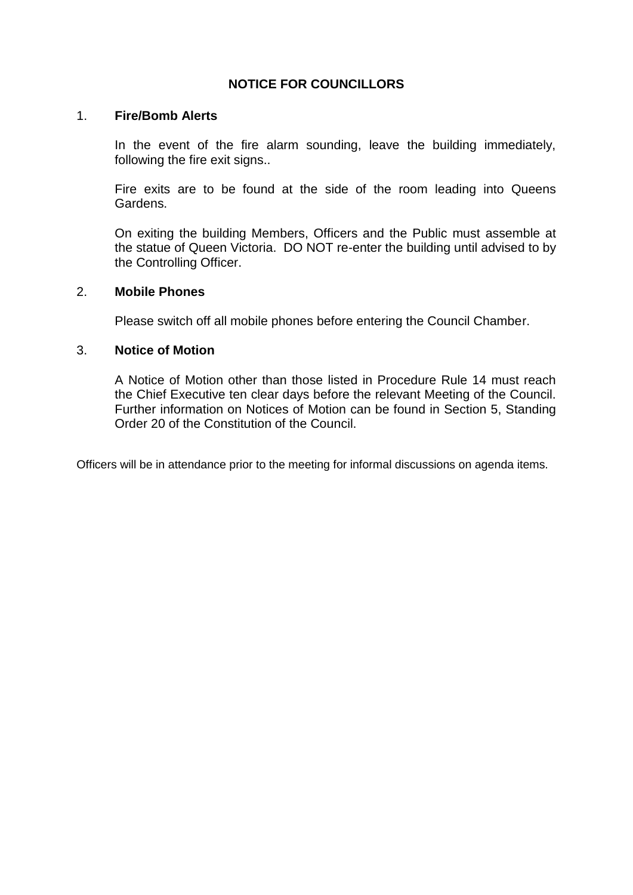**NOTICE FOR COUNCILLORS**

1. **Fire/Bomb Alerts**

   In the event of the fire alarm sounding, leave the building immediately, following the fire exit signs..

   Fire exits are to be found at the side of the room leading into Queens Gardens.

   On exiting the building Members, Officers and the Public must assemble at the statue of Queen Victoria. DO NOT re-enter the building until advised to by the Controlling Officer.

2. **Mobile Phones**

   Please switch off all mobile phones before entering the Council Chamber.

3. **Notice of Motion**

   A Notice of Motion other than those listed in Procedure Rule 14 must reach the Chief Executive ten clear days before the relevant Meeting of the Council. Further information on Notices of Motion can be found in Section 5, Standing Order 20 of the Constitution of the Council.

Officers will be in attendance prior to the meeting for informal discussions on agenda items.